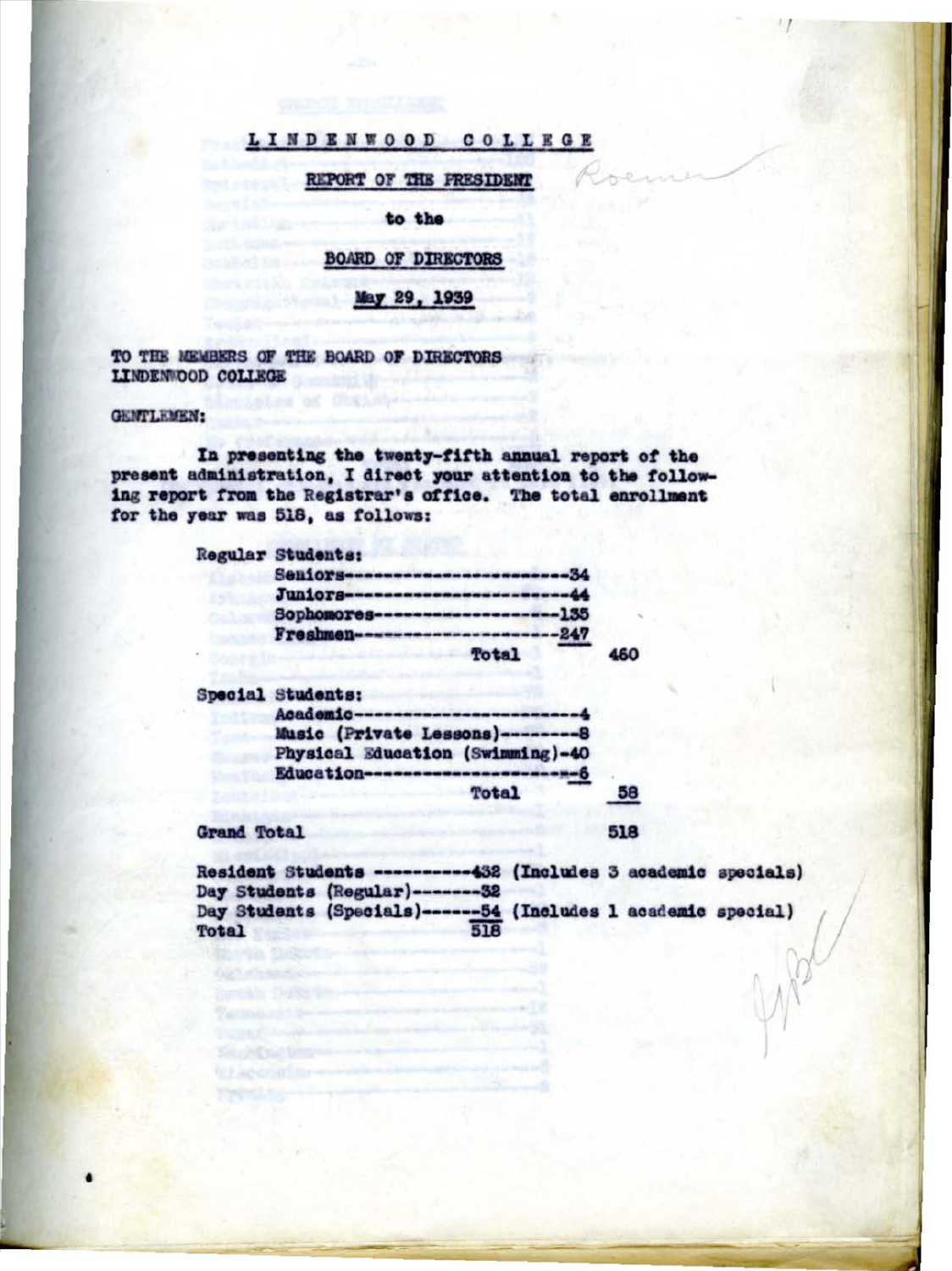# LINDENWOOD COLLEGE

## REPORT OF THE PRESIDENT

### to the

### BOARD OF DIRECTORS

**May 29, 1939**

TO THE MEMBERS OF THE BOARD OF DIRECTORS
LINDENWOOD COLLEGE

GENTLEMEN:

In presenting the twenty-fifth annual report of the present administration, I direct your attention to the following report from the Registrar's office. The total enrollment for the year was 518, as follows:

Regular Students:

| | | |
|---|---|---|
| Seniors | 34 | |
| Juniors | 44 | |
| Sophomores | 135 | |
| Freshmen | 247 | |
| Total | | 460 |

Special Students:

| | | |
|---|---|---|
| Academic | 4 | |
| Music (Private Lessons) | 8 | |
| Physical Education (Swimming) | 40 | |
| Education | 6 | |
| Total | | 58 |
| **Grand Total** | | 518 |

| | | |
|---|---|---|
| Resident Students | 432 | (Includes 3 academic specials) |
| Day Students (Regular) | 32 | |
| Day Students (Specials) | 54 | (Includes 1 academic special) |
| Total | 518 | |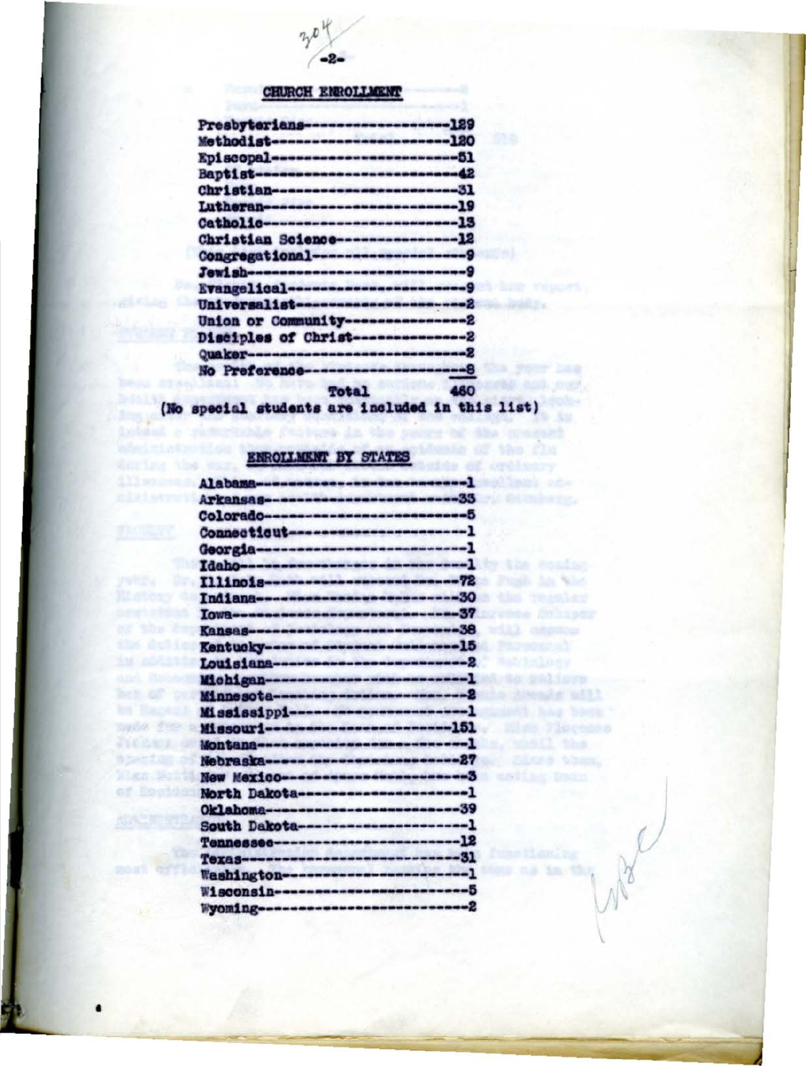## CHURCH ENROLLMENT

| Denomination | Number |
|---|---|
| Presbyterians | 129 |
| Methodist | 120 |
| Episcopal | 51 |
| Baptist | 42 |
| Christian | 31 |
| Lutheran | 19 |
| Catholic | 13 |
| Christian Science | 12 |
| Congregational | 9 |
| Jewish | 9 |
| Evangelical | 9 |
| Universalist | 2 |
| Union or Community | 2 |
| Disciples of Christ | 2 |
| Quaker | 2 |
| No Preference | 8 |
| Total | 460 |

(No special students are included in this list)

## ENROLLMENT BY STATES

| State | Number |
|---|---|
| Alabama | 1 |
| Arkansas | 35 |
| Colorado | 5 |
| Connecticut | 1 |
| Georgia | 1 |
| Idaho | 1 |
| Illinois | 72 |
| Indiana | 30 |
| Iowa | 37 |
| Kansas | 38 |
| Kentucky | 15 |
| Louisiana | 2 |
| Michigan | 1 |
| Minnesota | 2 |
| Mississippi | 1 |
| Missouri | 151 |
| Montana | 1 |
| Nebraska | 27 |
| New Mexico | 3 |
| North Dakota | 1 |
| Oklahoma | 39 |
| South Dakota | 1 |
| Tennessee | 12 |
| Texas | 31 |
| Washington | 1 |
| Wisconsin | 5 |
| Wyoming | 2 |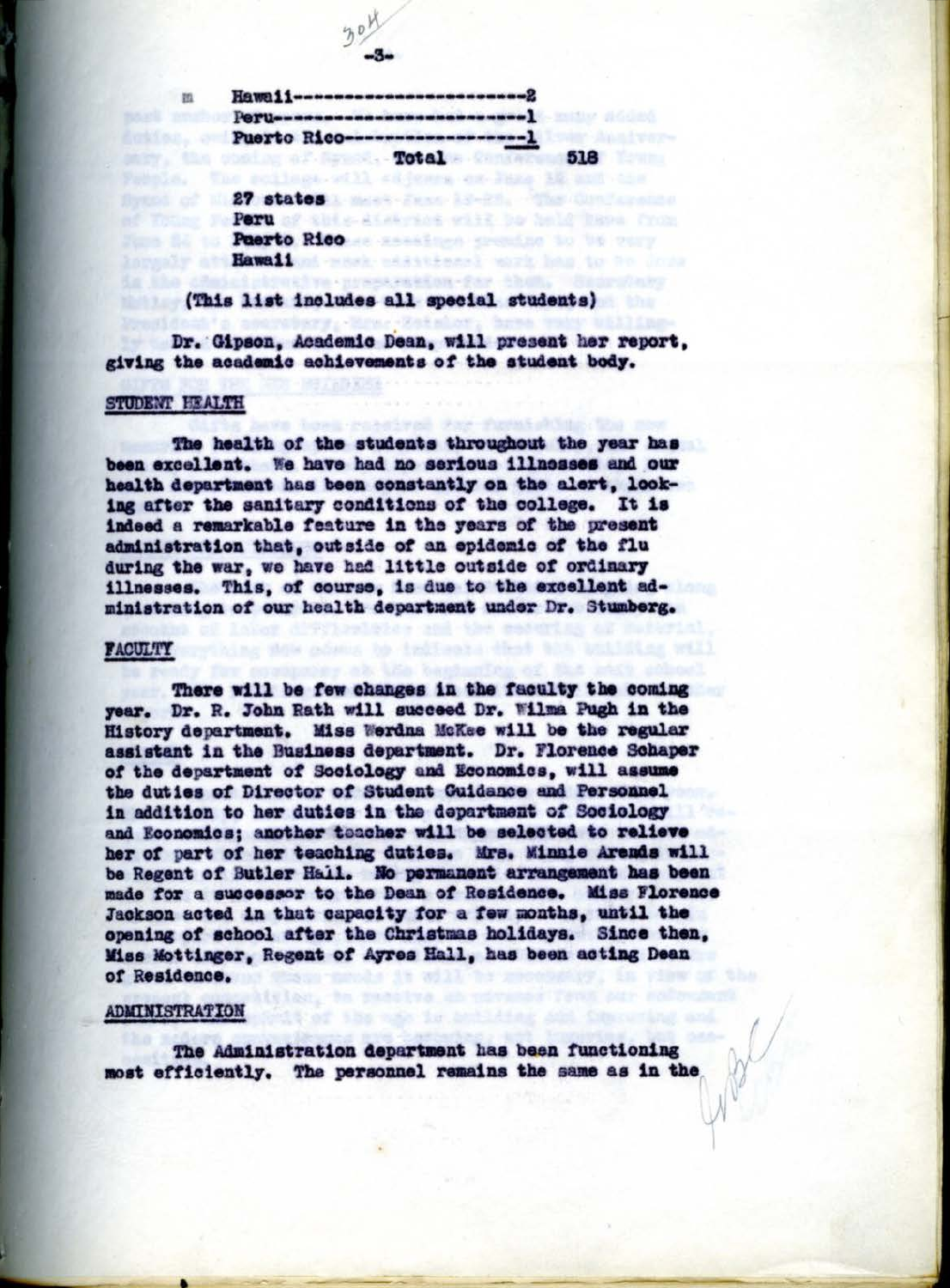| | |
|---|---|
| Hawaii | 2 |
| Peru | 1 |
| Puerto Rico | 1 |
| Total | 518 |

27 states
Peru
Puerto Rico
Hawaii

(This list includes all special students)

Dr. Gipson, Academic Dean, will present her report, giving the academic achievements of the student body.

## STUDENT HEALTH

The health of the students throughout the year has been excellent. We have had no serious illnesses and our health department has been constantly on the alert, looking after the sanitary conditions of the college. It is indeed a remarkable feature in the years of the present administration that, outside of an epidemic of the flu during the war, we have had little outside of ordinary illnesses. This, of course, is due to the excellent administration of our health department under Dr. Stumberg.

## FACULTY

There will be few changes in the faculty the coming year. Dr. R. John Rath will succeed Dr. Wilma Pugh in the History department. Miss Werdna McKee will be the regular assistant in the Business department. Dr. Florence Schaper of the department of Sociology and Economics, will assume the duties of Director of Student Guidance and Personnel in addition to her duties in the department of Sociology and Economics; another teacher will be selected to relieve her of part of her teaching duties. Mrs. Minnie Arends will be Regent of Butler Hall. No permanent arrangement has been made for a successor to the Dean of Residence. Miss Florence Jackson acted in that capacity for a few months, until the opening of school after the Christmas holidays. Since then, Miss Mottinger, Regent of Ayres Hall, has been acting Dean of Residence.

## ADMINISTRATION

The Administration department has been functioning most efficiently. The personnel remains the same as in the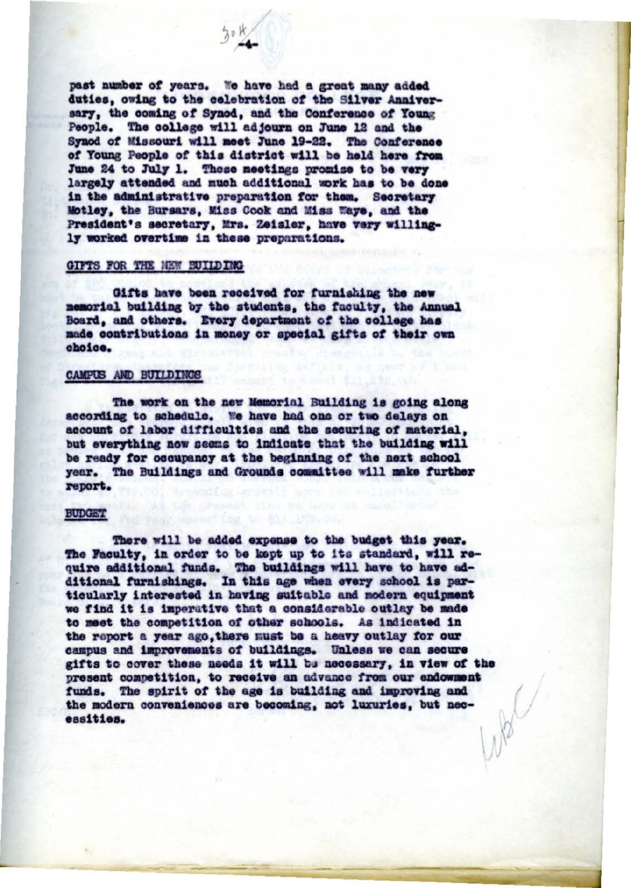past number of years. We have had a great many added duties, owing to the celebration of the Silver Anniversary, the coming of Synod, and the Conference of Young People. The college will adjourn on June 12 and the Synod of Missouri will meet June 19-22. The Conference of Young People of this district will be held here from June 24 to July 1. These meetings promise to be very largely attended and much additional work has to be done in the administrative preparation for them. Secretary Motley, the Bursars, Miss Cook and Miss Waye, and the President's secretary, Mrs. Zeisler, have very willingly worked overtime in these preparations.

## GIFTS FOR THE NEW BUILDING

Gifts have been received for furnishing the new memorial building by the students, the faculty, the Annual Board, and others. Every department of the college has made contributions in money or special gifts of their own choice.

## CAMPUS AND BUILDINGS

The work on the new Memorial Building is going along according to schedule. We have had one or two delays on account of labor difficulties and the securing of material, but everything now seems to indicate that the building will be ready for occupancy at the beginning of the next school year. The Buildings and Grounds committee will make further report.

## BUDGET

There will be added expense to the budget this year. The Faculty, in order to be kept up to its standard, will require additional funds. The buildings will have to have additional furnishings. In this age when every school is particularly interested in having suitable and modern equipment we find it is imperative that a considerable outlay be made to meet the competition of other schools. As indicated in the report a year ago, there must be a heavy outlay for our campus and improvements of buildings. Unless we can secure gifts to cover these needs it will be necessary, in view of the present competition, to receive an advance from our endowment funds. The spirit of the age is building and improving and the modern conveniences are becoming, not luxuries, but necessities.